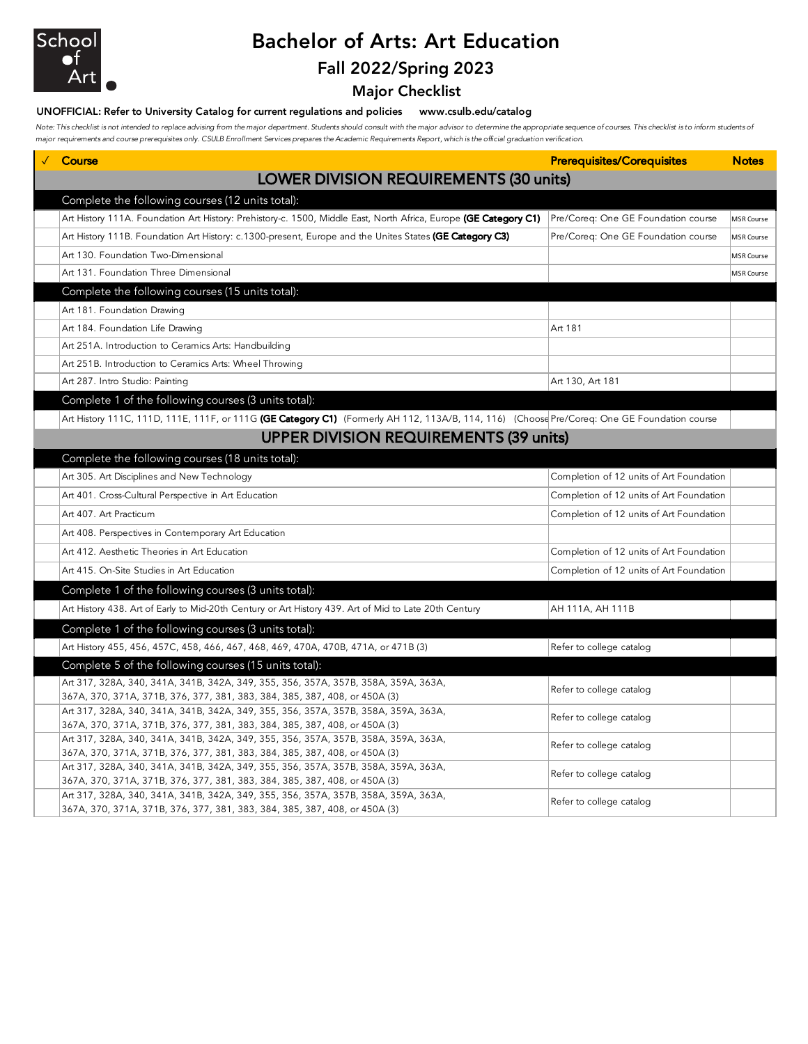School of Art

# Bachelor of Arts: Art Education

## Fall 2022/Spring 2023

### Major Checklist

**UNOFFICIAL: Refer to University Catalog for current regulations and policies www.csulb.edu/catalog**

*Note: This checklist is not intended to replace advising from the major department. Students should consult with the major advisor to determine the appropriate sequence of courses. This checklist is to inform students of major requirements and course prerequisites only. CSULB Enrollment Services prepares the Academic Requirements Report, which is the official graduation verification.*

| ✓ | Course | Prerequisites/Corequisites | Notes |
|---|---|---|---|
| | **LOWER DIVISION REQUIREMENTS (30 units)** | | |
| | Complete the following courses (12 units total): | | |
| | Art History 111A. Foundation Art History: Prehistory-c. 1500, Middle East, North Africa, Europe **(GE Category C1)** | Pre/Coreq: One GE Foundation course | MSR Course |
| | Art History 111B. Foundation Art History: c.1300-present, Europe and the Unites States **(GE Category C3)** | Pre/Coreq: One GE Foundation course | MSR Course |
| | Art 130. Foundation Two-Dimensional | | MSR Course |
| | Art 131. Foundation Three Dimensional | | MSR Course |
| | Complete the following courses (15 units total): | | |
| | Art 181. Foundation Drawing | | |
| | Art 184. Foundation Life Drawing | Art 181 | |
| | Art 251A. Introduction to Ceramics Arts: Handbuilding | | |
| | Art 251B. Introduction to Ceramics Arts: Wheel Throwing | | |
| | Art 287. Intro Studio: Painting | Art 130, Art 181 | |
| | Complete 1 of the following courses (3 units total): | | |
| | Art History 111C, 111D, 111E, 111F, or 111G **(GE Category C1)** (Formerly AH 112, 113A/B, 114, 116) (Choose | Pre/Coreq: One GE Foundation course | |
| | **UPPER DIVISION REQUIREMENTS (39 units)** | | |
| | Complete the following courses (18 units total): | | |
| | Art 305. Art Disciplines and New Technology | Completion of 12 units of Art Foundation | |
| | Art 401. Cross-Cultural Perspective in Art Education | Completion of 12 units of Art Foundation | |
| | Art 407. Art Practicum | Completion of 12 units of Art Foundation | |
| | Art 408. Perspectives in Contemporary Art Education | | |
| | Art 412. Aesthetic Theories in Art Education | Completion of 12 units of Art Foundation | |
| | Art 415. On-Site Studies in Art Education | Completion of 12 units of Art Foundation | |
| | Complete 1 of the following courses (3 units total): | | |
| | Art History 438. Art of Early to Mid-20th Century or Art History 439. Art of Mid to Late 20th Century | AH 111A, AH 111B | |
| | Complete 1 of the following courses (3 units total): | | |
| | Art History 455, 456, 457C, 458, 466, 467, 468, 469, 470A, 470B, 471A, or 471B (3) | Refer to college catalog | |
| | Complete 5 of the following courses (15 units total): | | |
| | Art 317, 328A, 340, 341A, 341B, 342A, 349, 355, 356, 357A, 357B, 358A, 359A, 363A, 367A, 370, 371A, 371B, 376, 377, 381, 383, 384, 385, 387, 408, or 450A (3) | Refer to college catalog | |
| | Art 317, 328A, 340, 341A, 341B, 342A, 349, 355, 356, 357A, 357B, 358A, 359A, 363A, 367A, 370, 371A, 371B, 376, 377, 381, 383, 384, 385, 387, 408, or 450A (3) | Refer to college catalog | |
| | Art 317, 328A, 340, 341A, 341B, 342A, 349, 355, 356, 357A, 357B, 358A, 359A, 363A, 367A, 370, 371A, 371B, 376, 377, 381, 383, 384, 385, 387, 408, or 450A (3) | Refer to college catalog | |
| | Art 317, 328A, 340, 341A, 341B, 342A, 349, 355, 356, 357A, 357B, 358A, 359A, 363A, 367A, 370, 371A, 371B, 376, 377, 381, 383, 384, 385, 387, 408, or 450A (3) | Refer to college catalog | |
| | Art 317, 328A, 340, 341A, 341B, 342A, 349, 355, 356, 357A, 357B, 358A, 359A, 363A, 367A, 370, 371A, 371B, 376, 377, 381, 383, 384, 385, 387, 408, or 450A (3) | Refer to college catalog | |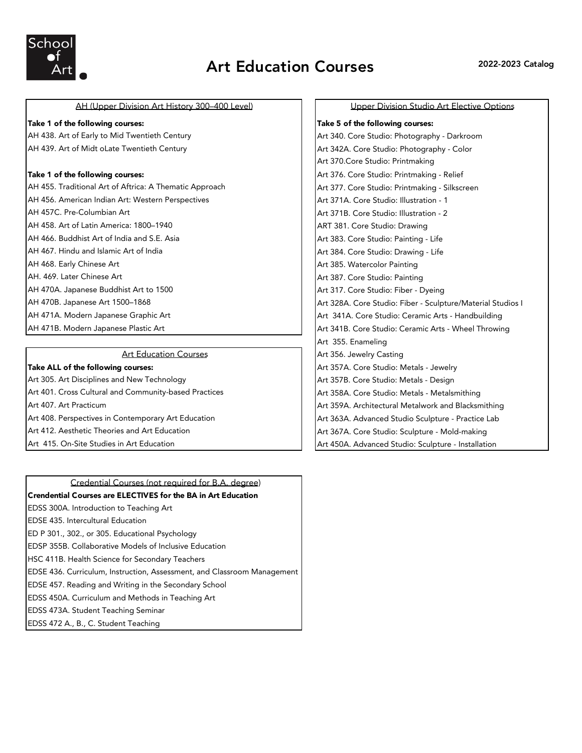School of Art

# Art Education Courses

2022-2023 Catalog

## AH (Upper Division Art History 300–400 Level)

**Take 1 of the following courses:**

AH 438. Art of Early to Mid Twentieth Century
AH 439. Art of Midt oLate Twentieth Century

**Take 1 of the following courses:**

AH 455. Traditional Art of Aftrica: A Thematic Approach
AH 456. American Indian Art: Western Perspectives
AH 457C. Pre-Columbian Art
AH 458. Art of Latin America: 1800–1940
AH 466. Buddhist Art of India and S.E. Asia
AH 467. Hindu and Islamic Art of India
AH 468. Early Chinese Art
AH. 469. Later Chinese Art
AH 470A. Japanese Buddhist Art to 1500
AH 470B. Japanese Art 1500–1868
AH 471A. Modern Japanese Graphic Art
AH 471B. Modern Japanese Plastic Art

## Art Education Courses

**Take ALL of the following courses:**

Art 305. Art Disciplines and New Technology
Art 401. Cross Cultural and Community-based Practices
Art 407. Art Practicum
Art 408. Perspectives in Contemporary Art Education
Art 412. Aesthetic Theories and Art Education
Art 415. On-Site Studies in Art Education

## Credential Courses (not required for B.A. degree)

**Crendential Courses are ELECTIVES for the BA in Art Education**

EDSS 300A. Introduction to Teaching Art
EDSE 435. Intercultural Education
ED P 301., 302., or 305. Educational Psychology
EDSP 355B. Collaborative Models of Inclusive Education
HSC 411B. Health Science for Secondary Teachers
EDSE 436. Curriculum, Instruction, Assessment, and Classroom Management
EDSE 457. Reading and Writing in the Secondary School
EDSS 450A. Curriculum and Methods in Teaching Art
EDSS 473A. Student Teaching Seminar
EDSS 472 A., B., C. Student Teaching

## Upper Division Studio Art Elective Options

**Take 5 of the following courses:**

Art 340. Core Studio: Photography - Darkroom
Art 342A. Core Studio: Photography - Color
Art 370.Core Studio: Printmaking
Art 376. Core Studio: Printmaking - Relief
Art 377. Core Studio: Printmaking - Silkscreen
Art 371A. Core Studio: Illustration - 1
Art 371B. Core Studio: Illustration - 2
ART 381. Core Studio: Drawing
Art 383. Core Studio: Painting - Life
Art 384. Core Studio: Drawing - Life
Art 385. Watercolor Painting
Art 387. Core Studio: Painting
Art 317. Core Studio: Fiber - Dyeing
Art 328A. Core Studio: Fiber - Sculpture/Material Studios I
Art 341A. Core Studio: Ceramic Arts - Handbuilding
Art 341B. Core Studio: Ceramic Arts - Wheel Throwing
Art 355. Enameling
Art 356. Jewelry Casting
Art 357A. Core Studio: Metals - Jewelry
Art 357B. Core Studio: Metals - Design
Art 358A. Core Studio: Metals - Metalsmithing
Art 359A. Architectural Metalwork and Blacksmithing
Art 363A. Advanced Studio Sculpture - Practice Lab
Art 367A. Core Studio: Sculpture - Mold-making
Art 450A. Advanced Studio: Sculpture - Installation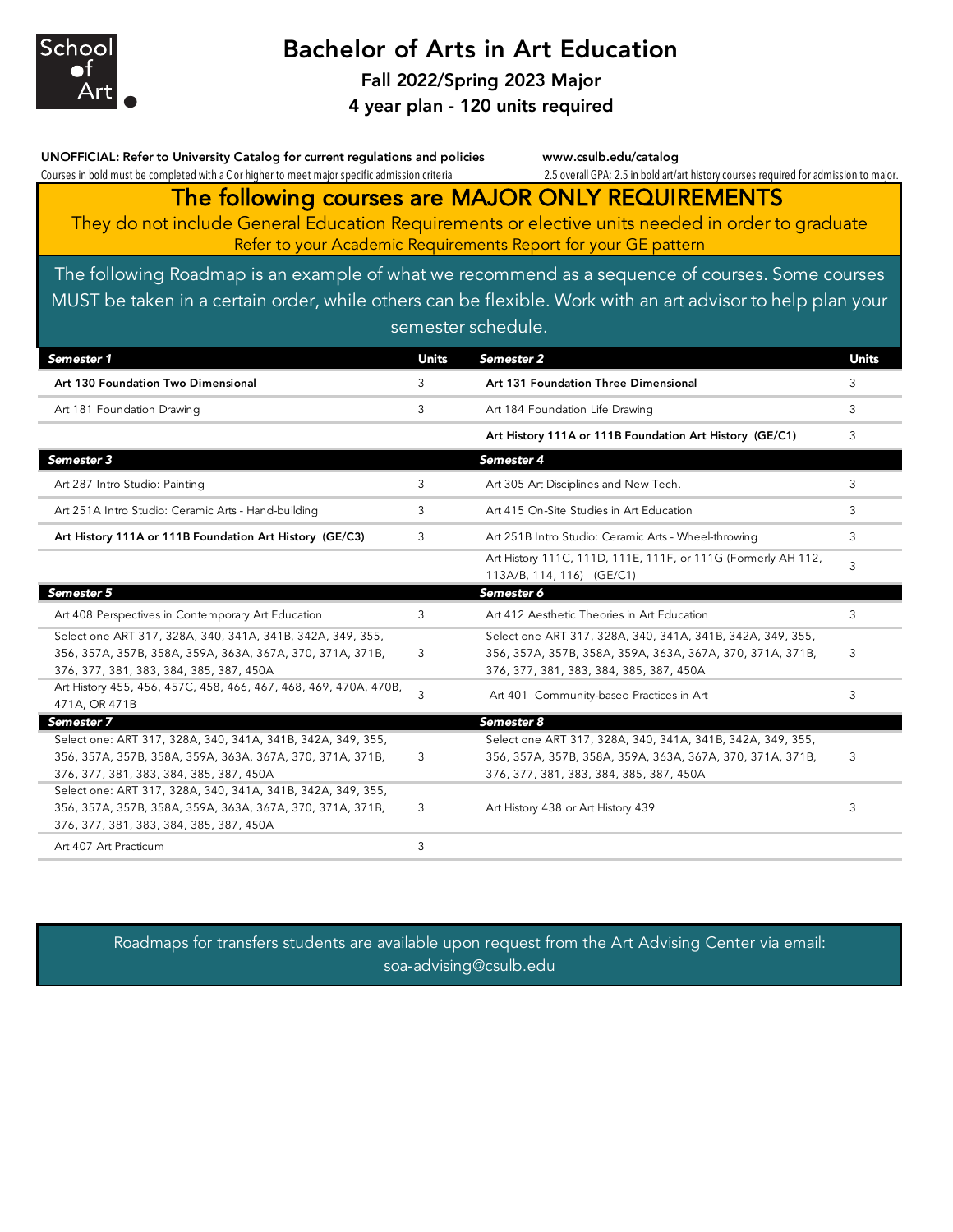School of Art

# Bachelor of Arts in Art Education

## Fall 2022/Spring 2023 Major

## 4 year plan - 120 units required

**UNOFFICIAL: Refer to University Catalog for current regulations and policies** **www.csulb.edu/catalog**

Courses in bold must be completed with a C or higher to meet major specific admission criteria

2.5 overall GPA; 2.5 in bold art/art history courses required for admission to major.

## The following courses are MAJOR ONLY REQUIREMENTS

They do not include General Education Requirements or elective units needed in order to graduate

Refer to your Academic Requirements Report for your GE pattern

The following Roadmap is an example of what we recommend as a sequence of courses. Some courses MUST be taken in a certain order, while others can be flexible. Work with an art advisor to help plan your semester schedule.

| Semester 1 | Units | Semester 2 | Units |
|---|---|---|---|
| **Art 130 Foundation Two Dimensional** | 3 | **Art 131 Foundation Three Dimensional** | 3 |
| Art 181 Foundation Drawing | 3 | Art 184 Foundation Life Drawing | 3 |
| | | **Art History 111A or 111B Foundation Art History (GE/C1)** | 3 |
| **Semester 3** | | **Semester 4** | |
| Art 287 Intro Studio: Painting | 3 | Art 305 Art Disciplines and New Tech. | 3 |
| Art 251A Intro Studio: Ceramic Arts - Hand-building | 3 | Art 415 On-Site Studies in Art Education | 3 |
| **Art History 111A or 111B Foundation Art History (GE/C3)** | 3 | Art 251B Intro Studio: Ceramic Arts - Wheel-throwing | 3 |
| | | Art History 111C, 111D, 111E, 111F, or 111G (Formerly AH 112, 113A/B, 114, 116) (GE/C1) | 3 |
| **Semester 5** | | **Semester 6** | |
| Art 408 Perspectives in Contemporary Art Education | 3 | Art 412 Aesthetic Theories in Art Education | 3 |
| Select one ART 317, 328A, 340, 341A, 341B, 342A, 349, 355, 356, 357A, 357B, 358A, 359A, 363A, 367A, 370, 371A, 371B, 376, 377, 381, 383, 384, 385, 387, 450A | 3 | Select one ART 317, 328A, 340, 341A, 341B, 342A, 349, 355, 356, 357A, 357B, 358A, 359A, 363A, 367A, 370, 371A, 371B, 376, 377, 381, 383, 384, 385, 387, 450A | 3 |
| Art History 455, 456, 457C, 458, 466, 467, 468, 469, 470A, 470B, 471A, OR 471B | 3 | Art 401 Community-based Practices in Art | 3 |
| **Semester 7** | | **Semester 8** | |
| Select one: ART 317, 328A, 340, 341A, 341B, 342A, 349, 355, 356, 357A, 357B, 358A, 359A, 363A, 367A, 370, 371A, 371B, 376, 377, 381, 383, 384, 385, 387, 450A | 3 | Select one ART 317, 328A, 340, 341A, 341B, 342A, 349, 355, 356, 357A, 357B, 358A, 359A, 363A, 367A, 370, 371A, 371B, 376, 377, 381, 383, 384, 385, 387, 450A | 3 |
| Select one: ART 317, 328A, 340, 341A, 341B, 342A, 349, 355, 356, 357A, 357B, 358A, 359A, 363A, 367A, 370, 371A, 371B, 376, 377, 381, 383, 384, 385, 387, 450A | 3 | Art History 438 or Art History 439 | 3 |
| Art 407 Art Practicum | 3 | | |

Roadmaps for transfers students are available upon request from the Art Advising Center via email: soa-advising@csulb.edu